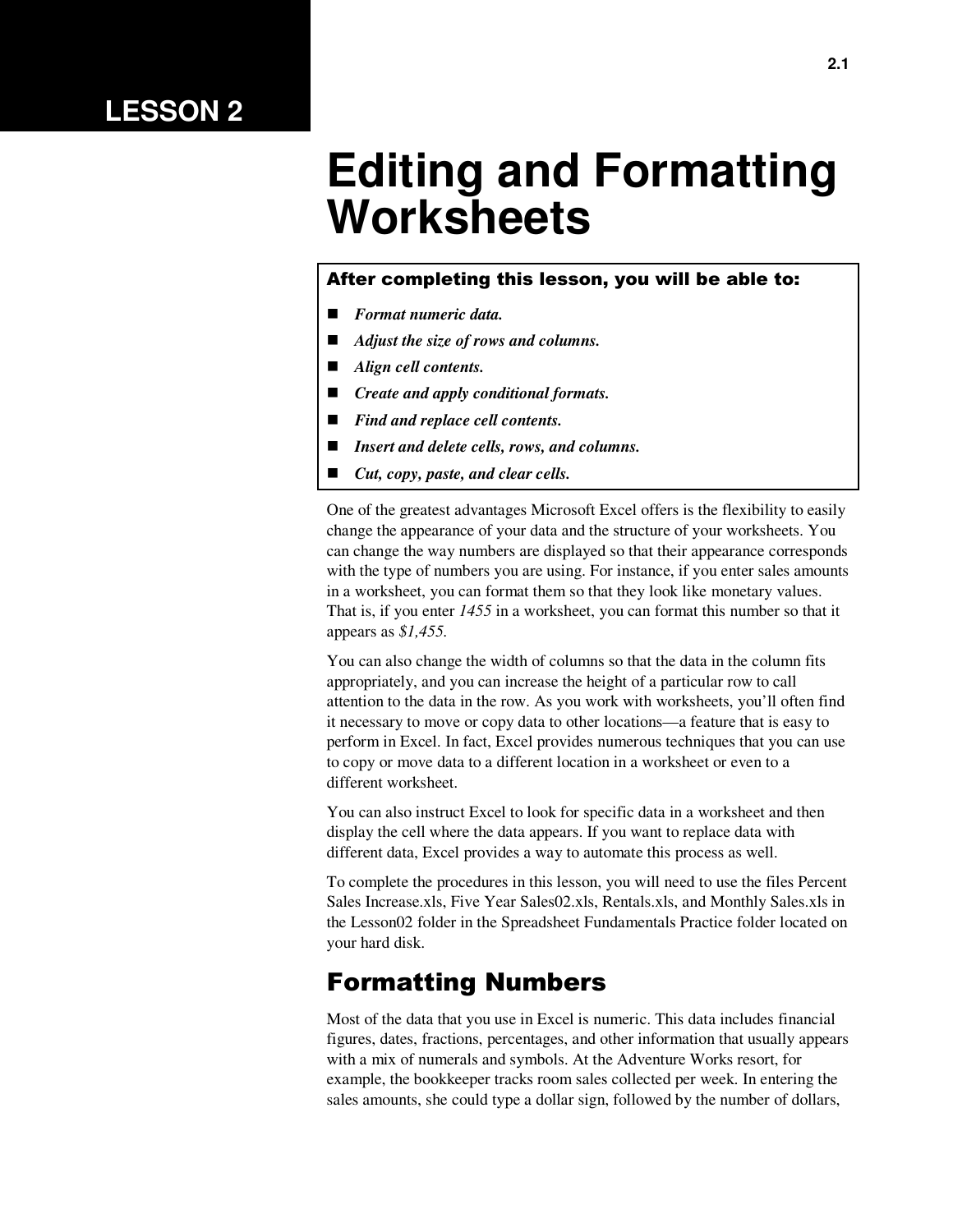# LESSON 2

# Editing and Formatting Worksheets

**After completing this lesson, you will be able to:**

- ***Format numeric data.***
- ***Adjust the size of rows and columns.***
- ***Align cell contents.***
- ***Create and apply conditional formats.***
- ***Find and replace cell contents.***
- ***Insert and delete cells, rows, and columns.***
- ***Cut, copy, paste, and clear cells.***

One of the greatest advantages Microsoft Excel offers is the flexibility to easily change the appearance of your data and the structure of your worksheets. You can change the way numbers are displayed so that their appearance corresponds with the type of numbers you are using. For instance, if you enter sales amounts in a worksheet, you can format them so that they look like monetary values. That is, if you enter *1455* in a worksheet, you can format this number so that it appears as *$1,455.*

You can also change the width of columns so that the data in the column fits appropriately, and you can increase the height of a particular row to call attention to the data in the row. As you work with worksheets, you'll often find it necessary to move or copy data to other locations—a feature that is easy to perform in Excel. In fact, Excel provides numerous techniques that you can use to copy or move data to a different location in a worksheet or even to a different worksheet.

You can also instruct Excel to look for specific data in a worksheet and then display the cell where the data appears. If you want to replace data with different data, Excel provides a way to automate this process as well.

To complete the procedures in this lesson, you will need to use the files Percent Sales Increase.xls, Five Year Sales02.xls, Rentals.xls, and Monthly Sales.xls in the Lesson02 folder in the Spreadsheet Fundamentals Practice folder located on your hard disk.

## Formatting Numbers

Most of the data that you use in Excel is numeric. This data includes financial figures, dates, fractions, percentages, and other information that usually appears with a mix of numerals and symbols. At the Adventure Works resort, for example, the bookkeeper tracks room sales collected per week. In entering the sales amounts, she could type a dollar sign, followed by the number of dollars,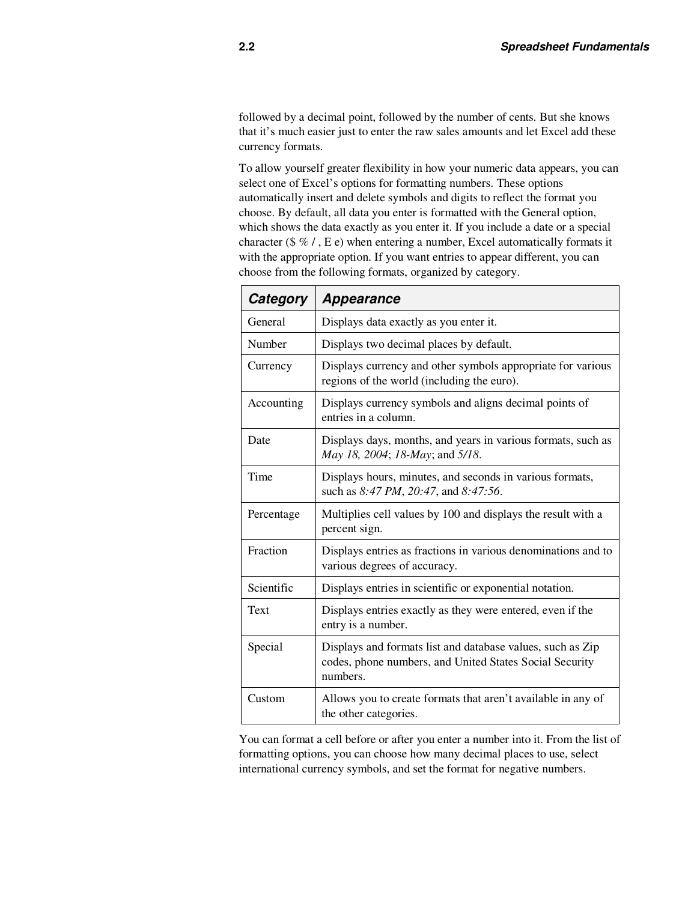followed by a decimal point, followed by the number of cents. But she knows that it's much easier just to enter the raw sales amounts and let Excel add these currency formats.

To allow yourself greater flexibility in how your numeric data appears, you can select one of Excel's options for formatting numbers. These options automatically insert and delete symbols and digits to reflect the format you choose. By default, all data you enter is formatted with the General option, which shows the data exactly as you enter it. If you include a date or a special character ($ % / , E e) when entering a number, Excel automatically formats it with the appropriate option. If you want entries to appear different, you can choose from the following formats, organized by category.

| Category | Appearance |
| --- | --- |
| General | Displays data exactly as you enter it. |
| Number | Displays two decimal places by default. |
| Currency | Displays currency and other symbols appropriate for various regions of the world (including the euro). |
| Accounting | Displays currency symbols and aligns decimal points of entries in a column. |
| Date | Displays days, months, and years in various formats, such as *May 18, 2004*; *18-May*; and *5/18*. |
| Time | Displays hours, minutes, and seconds in various formats, such as *8:47 PM*, *20:47*, and *8:47:56*. |
| Percentage | Multiplies cell values by 100 and displays the result with a percent sign. |
| Fraction | Displays entries as fractions in various denominations and to various degrees of accuracy. |
| Scientific | Displays entries in scientific or exponential notation. |
| Text | Displays entries exactly as they were entered, even if the entry is a number. |
| Special | Displays and formats list and database values, such as Zip codes, phone numbers, and United States Social Security numbers. |
| Custom | Allows you to create formats that aren't available in any of the other categories. |

You can format a cell before or after you enter a number into it. From the list of formatting options, you can choose how many decimal places to use, select international currency symbols, and set the format for negative numbers.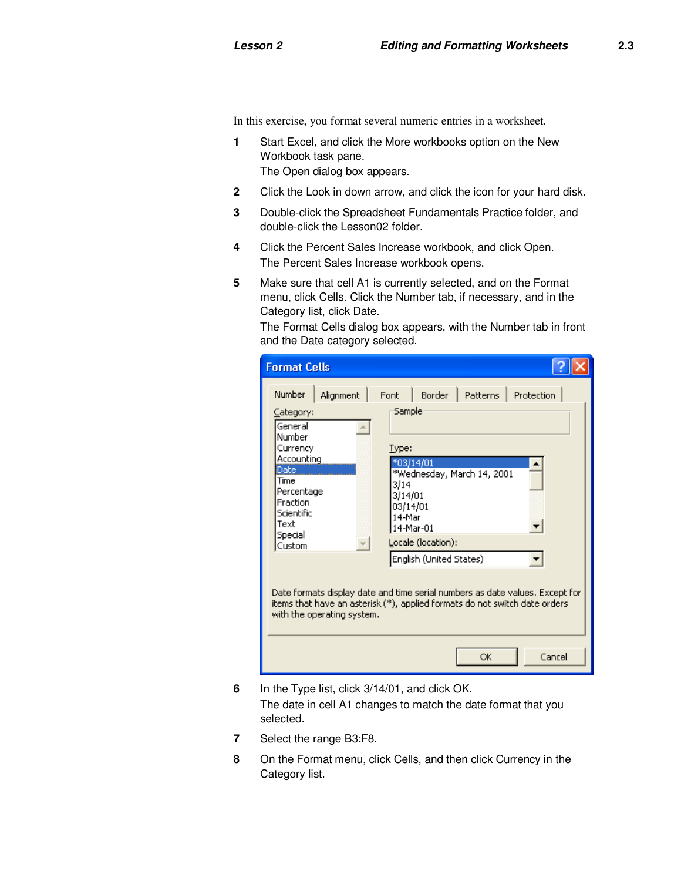In this exercise, you format several numeric entries in a worksheet.

1. Start Excel, and click the More workbooks option on the New Workbook task pane.
   The Open dialog box appears.
2. Click the Look in down arrow, and click the icon for your hard disk.
3. Double-click the Spreadsheet Fundamentals Practice folder, and double-click the Lesson02 folder.
4. Click the Percent Sales Increase workbook, and click Open.
   The Percent Sales Increase workbook opens.
5. Make sure that cell A1 is currently selected, and on the Format menu, click Cells. Click the Number tab, if necessary, and in the Category list, click Date.
   The Format Cells dialog box appears, with the Number tab in front and the Date category selected.
6. In the Type list, click 3/14/01, and click OK.
   The date in cell A1 changes to match the date format that you selected.
7. Select the range B3:F8.
8. On the Format menu, click Cells, and then click Currency in the Category list.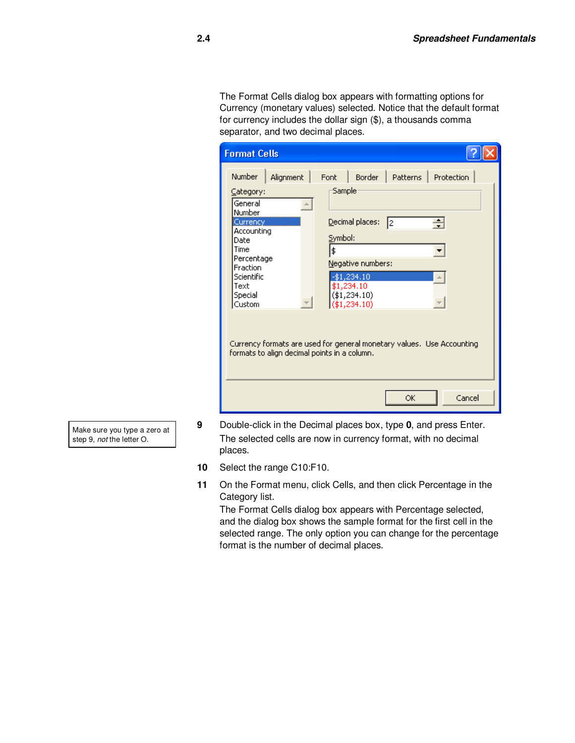The Format Cells dialog box appears with formatting options for Currency (monetary values) selected. Notice that the default format for currency includes the dollar sign ($), a thousands comma separator, and two decimal places.

Make sure you type a zero at step 9, *not* the letter O.

9. Double-click in the Decimal places box, type **0**, and press Enter.
   The selected cells are now in currency format, with no decimal places.
10. Select the range C10:F10.
11. On the Format menu, click Cells, and then click Percentage in the Category list.
   The Format Cells dialog box appears with Percentage selected, and the dialog box shows the sample format for the first cell in the selected range. The only option you can change for the percentage format is the number of decimal places.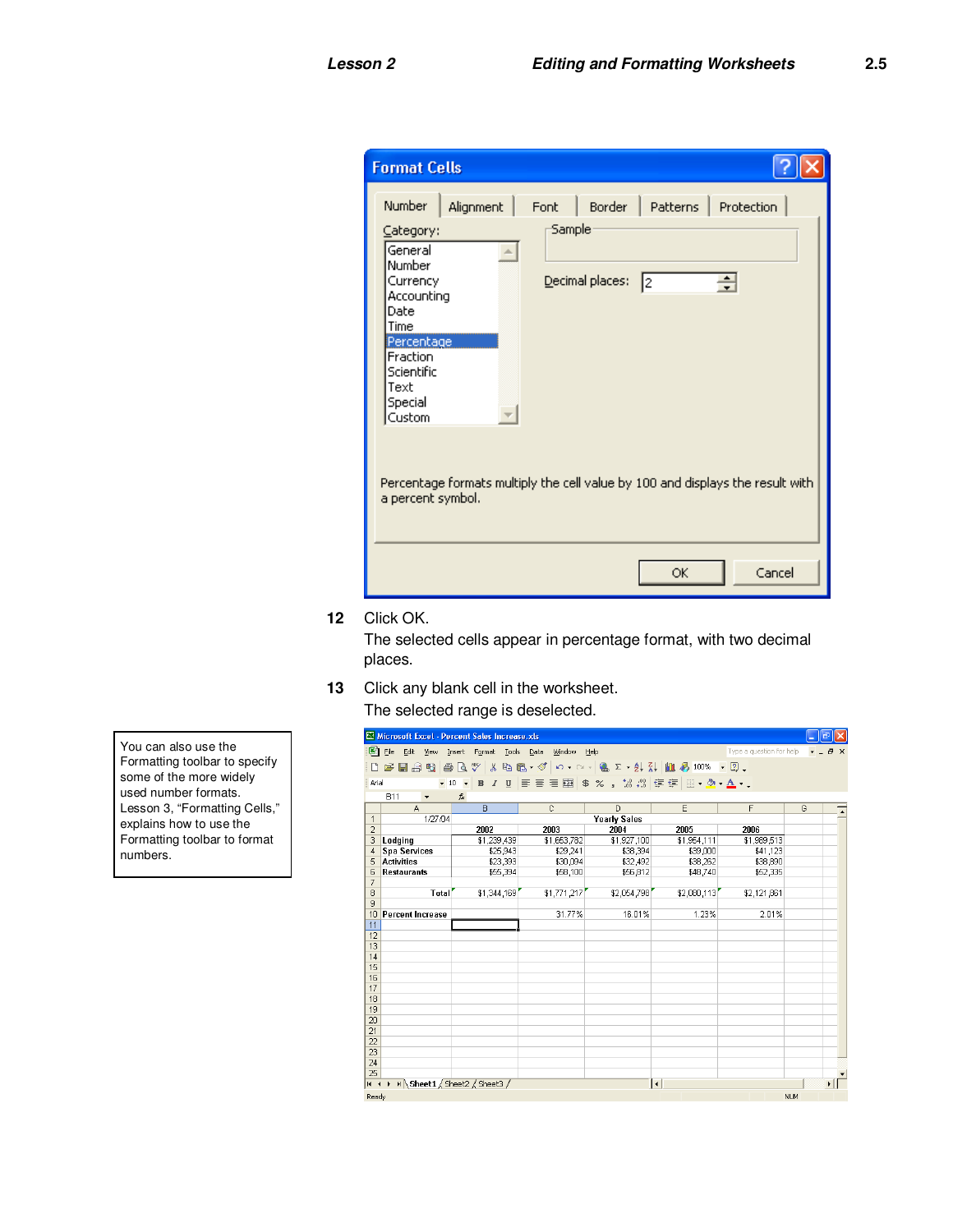12 Click OK.

The selected cells appear in percentage format, with two decimal places.

13 Click any blank cell in the worksheet.

The selected range is deselected.

You can also use the Formatting toolbar to specify some of the more widely used number formats. Lesson 3, “Formatting Cells,” explains how to use the Formatting toolbar to format numbers.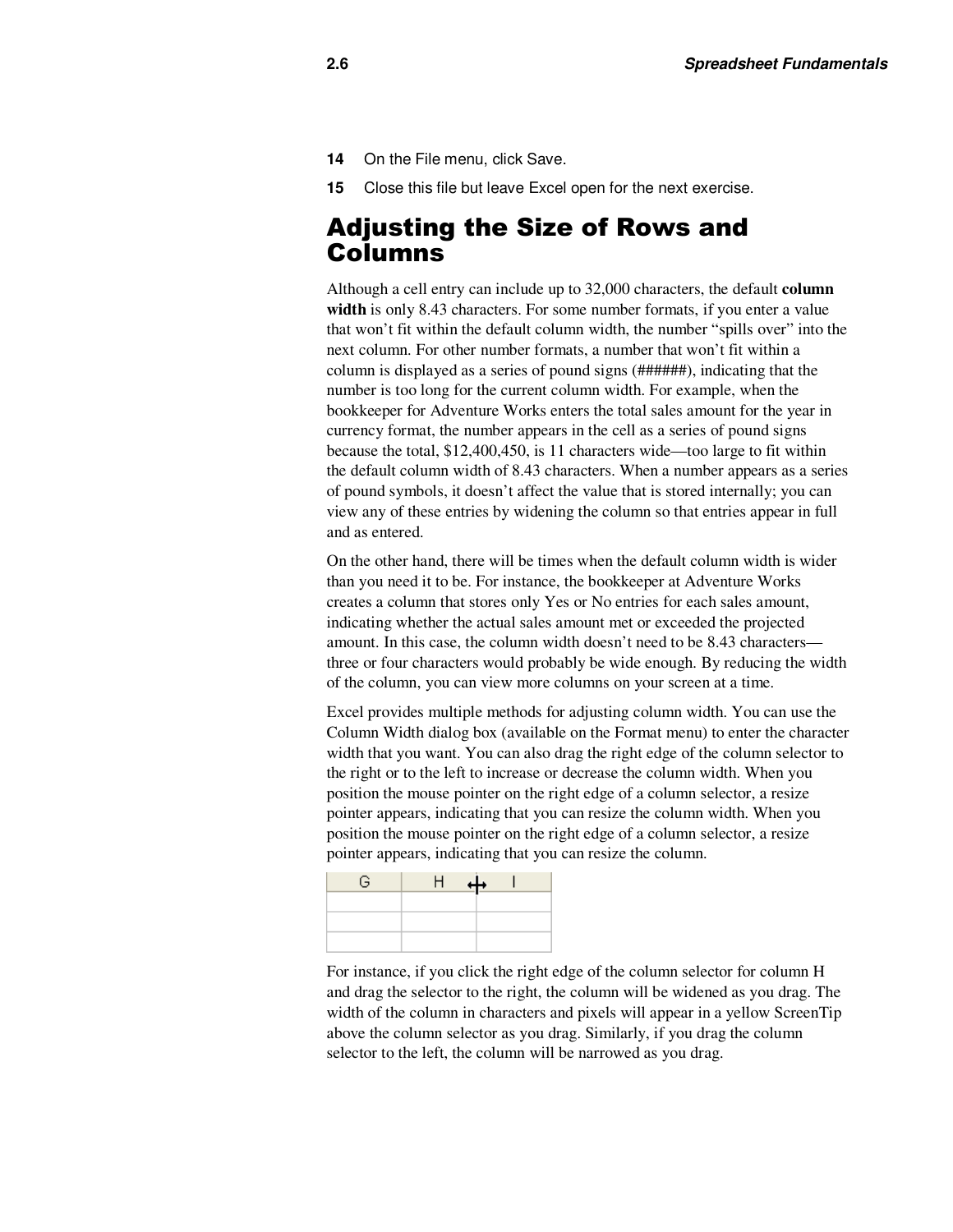14 On the File menu, click Save.

15 Close this file but leave Excel open for the next exercise.

## Adjusting the Size of Rows and Columns

Although a cell entry can include up to 32,000 characters, the default **column width** is only 8.43 characters. For some number formats, if you enter a value that won't fit within the default column width, the number "spills over" into the next column. For other number formats, a number that won't fit within a column is displayed as a series of pound signs (######), indicating that the number is too long for the current column width. For example, when the bookkeeper for Adventure Works enters the total sales amount for the year in currency format, the number appears in the cell as a series of pound signs because the total, $12,400,450, is 11 characters wide—too large to fit within the default column width of 8.43 characters. When a number appears as a series of pound symbols, it doesn't affect the value that is stored internally; you can view any of these entries by widening the column so that entries appear in full and as entered.

On the other hand, there will be times when the default column width is wider than you need it to be. For instance, the bookkeeper at Adventure Works creates a column that stores only Yes or No entries for each sales amount, indicating whether the actual sales amount met or exceeded the projected amount. In this case, the column width doesn't need to be 8.43 characters—three or four characters would probably be wide enough. By reducing the width of the column, you can view more columns on your screen at a time.

Excel provides multiple methods for adjusting column width. You can use the Column Width dialog box (available on the Format menu) to enter the character width that you want. You can also drag the right edge of the column selector to the right or to the left to increase or decrease the column width. When you position the mouse pointer on the right edge of a column selector, a resize pointer appears, indicating that you can resize the column width. When you position the mouse pointer on the right edge of a column selector, a resize pointer appears, indicating that you can resize the column.

| G | H | I |
|---|---|---|
| | | |
| | | |
| | | |

For instance, if you click the right edge of the column selector for column H and drag the selector to the right, the column will be widened as you drag. The width of the column in characters and pixels will appear in a yellow ScreenTip above the column selector as you drag. Similarly, if you drag the column selector to the left, the column will be narrowed as you drag.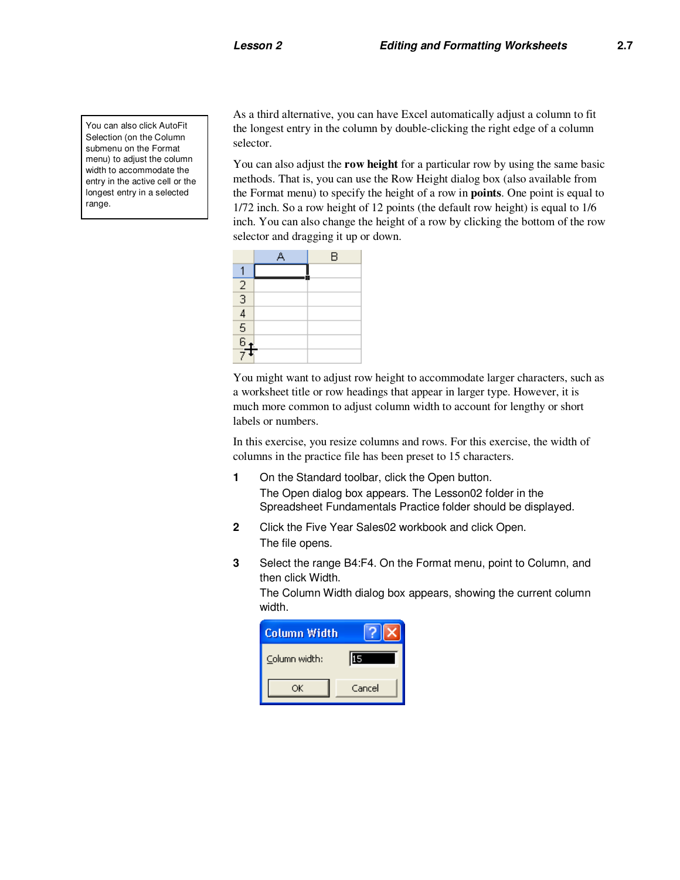You can also click AutoFit Selection (on the Column submenu on the Format menu) to adjust the column width to accommodate the entry in the active cell or the longest entry in a selected range.

As a third alternative, you can have Excel automatically adjust a column to fit the longest entry in the column by double-clicking the right edge of a column selector.

You can also adjust the **row height** for a particular row by using the same basic methods. That is, you can use the Row Height dialog box (also available from the Format menu) to specify the height of a row in **points**. One point is equal to 1/72 inch. So a row height of 12 points (the default row height) is equal to 1/6 inch. You can also change the height of a row by clicking the bottom of the row selector and dragging it up or down.

You might want to adjust row height to accommodate larger characters, such as a worksheet title or row headings that appear in larger type. However, it is much more common to adjust column width to account for lengthy or short labels or numbers.

In this exercise, you resize columns and rows. For this exercise, the width of columns in the practice file has been preset to 15 characters.

1. On the Standard toolbar, click the Open button.
   The Open dialog box appears. The Lesson02 folder in the Spreadsheet Fundamentals Practice folder should be displayed.
2. Click the Five Year Sales02 workbook and click Open.
   The file opens.
3. Select the range B4:F4. On the Format menu, point to Column, and then click Width.
   The Column Width dialog box appears, showing the current column width.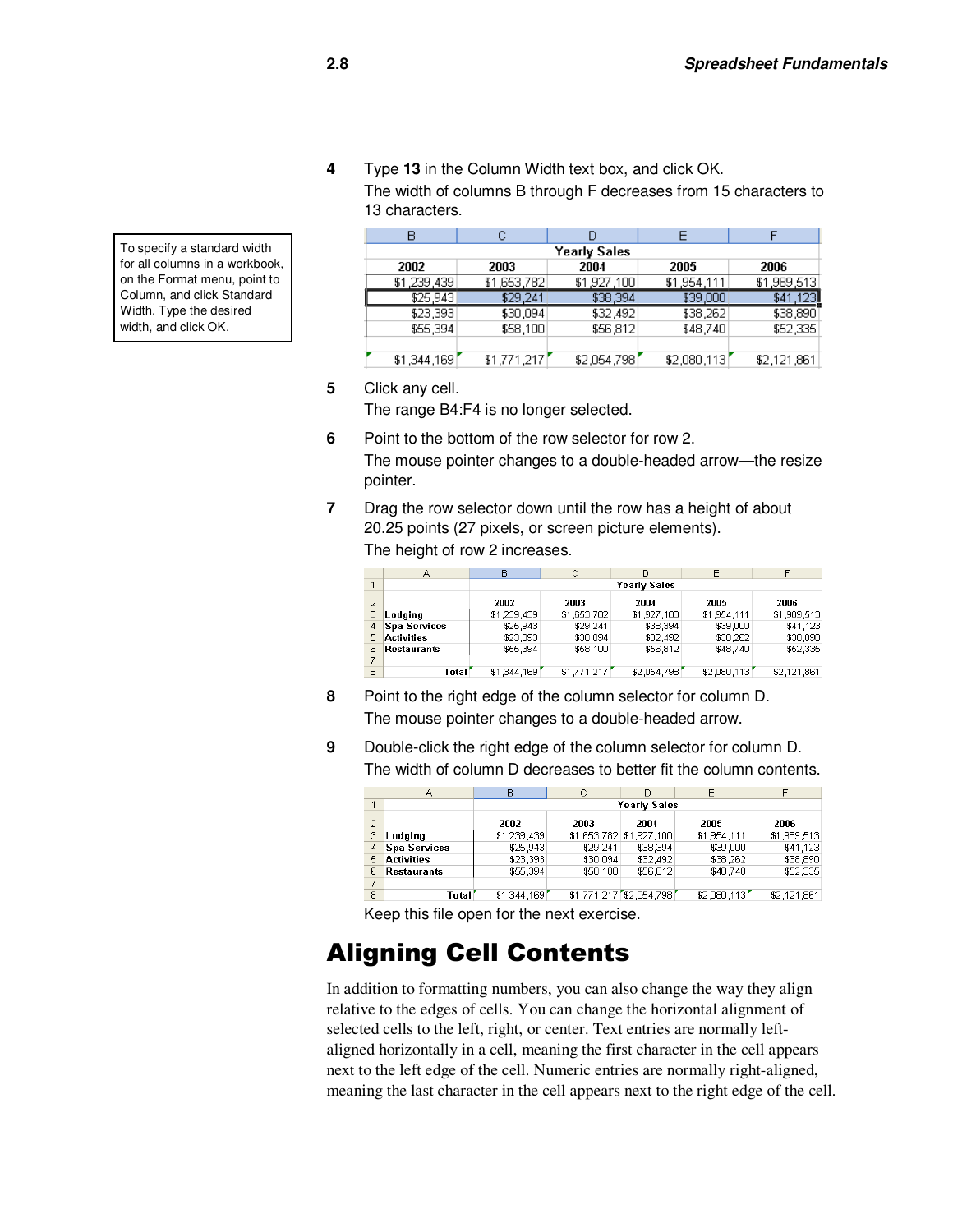4 Type **13** in the Column Width text box, and click OK.

The width of columns B through F decreases from 15 characters to 13 characters.

> To specify a standard width for all columns in a workbook, on the Format menu, point to Column, and click Standard Width. Type the desired width, and click OK.

| B | C | D | E | F |
|---|---|---|---|---|
| | | Yearly Sales | | |
| 2002 | 2003 | 2004 | 2005 | 2006 |
| $1,239,439 | $1,653,782 | $1,927,100 | $1,954,111 | $1,989,513 |
| $25,943 | $29,241 | $38,394 | $39,000 | $41,123 |
| $23,393 | $30,094 | $32,492 | $38,262 | $38,890 |
| $55,394 | $58,100 | $56,812 | $48,740 | $52,335 |
| | | | | |
| $1,344,169 | $1,771,217 | $2,054,798 | $2,080,113 | $2,121,861 |

5 Click any cell.

The range B4:F4 is no longer selected.

6 Point to the bottom of the row selector for row 2.

The mouse pointer changes to a double-headed arrow—the resize pointer.

7 Drag the row selector down until the row has a height of about 20.25 points (27 pixels, or screen picture elements).

The height of row 2 increases.

| | A | B | C | D | E | F |
|---|---|---|---|---|---|---|
| 1 | | | | Yearly Sales | | |
| 2 | | 2002 | 2003 | 2004 | 2005 | 2006 |
| 3 | Lodging | $1,239,439 | $1,653,782 | $1,927,100 | $1,954,111 | $1,989,513 |
| 4 | Spa Services | $25,943 | $29,241 | $38,394 | $39,000 | $41,123 |
| 5 | Activities | $23,393 | $30,094 | $32,492 | $38,262 | $38,890 |
| 6 | Restaurants | $55,394 | $58,100 | $56,812 | $48,740 | $52,335 |
| 7 | | | | | | |
| 8 | Total | $1,344,169 | $1,771,217 | $2,054,798 | $2,080,113 | $2,121,861 |

8 Point to the right edge of the column selector for column D.

The mouse pointer changes to a double-headed arrow.

9 Double-click the right edge of the column selector for column D.

The width of column D decreases to better fit the column contents.

| | A | B | C | D | E | F |
|---|---|---|---|---|---|---|
| 1 | | | | Yearly Sales | | |
| 2 | | 2002 | 2003 | 2004 | 2005 | 2006 |
| 3 | Lodging | $1,239,439 | $1,653,782 | $1,927,100 | $1,954,111 | $1,989,513 |
| 4 | Spa Services | $25,943 | $29,241 | $38,394 | $39,000 | $41,123 |
| 5 | Activities | $23,393 | $30,094 | $32,492 | $38,262 | $38,890 |
| 6 | Restaurants | $55,394 | $58,100 | $56,812 | $48,740 | $52,335 |
| 7 | | | | | | |
| 8 | Total | $1,344,169 | $1,771,217 | $2,054,798 | $2,080,113 | $2,121,861 |

Keep this file open for the next exercise.

# Aligning Cell Contents

In addition to formatting numbers, you can also change the way they align relative to the edges of cells. You can change the horizontal alignment of selected cells to the left, right, or center. Text entries are normally left-aligned horizontally in a cell, meaning the first character in the cell appears next to the left edge of the cell. Numeric entries are normally right-aligned, meaning the last character in the cell appears next to the right edge of the cell.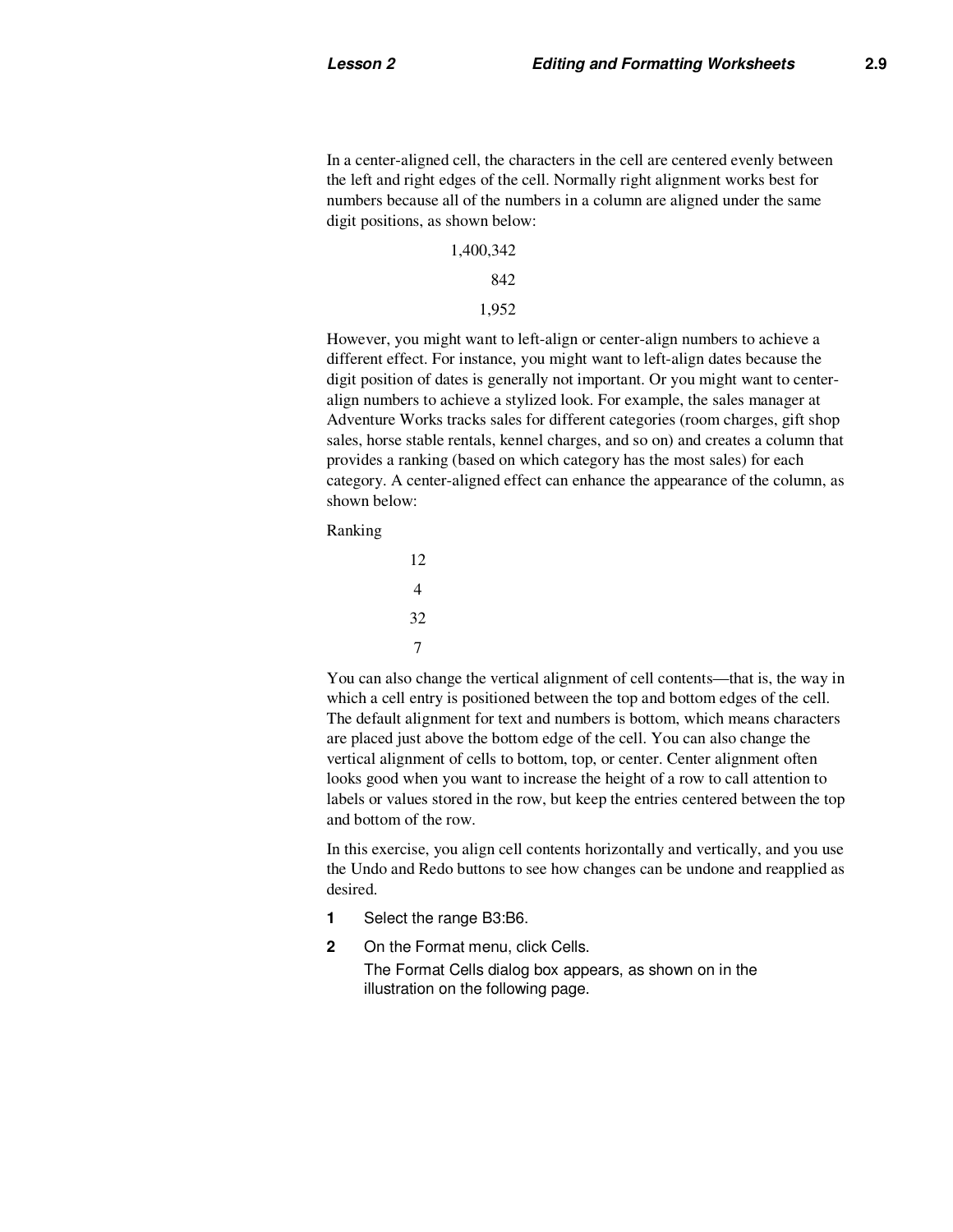In a center-aligned cell, the characters in the cell are centered evenly between the left and right edges of the cell. Normally right alignment works best for numbers because all of the numbers in a column are aligned under the same digit positions, as shown below:

```
1,400,342
      842
    1,952
```

However, you might want to left-align or center-align numbers to achieve a different effect. For instance, you might want to left-align dates because the digit position of dates is generally not important. Or you might want to center-align numbers to achieve a stylized look. For example, the sales manager at Adventure Works tracks sales for different categories (room charges, gift shop sales, horse stable rentals, kennel charges, and so on) and creates a column that provides a ranking (based on which category has the most sales) for each category. A center-aligned effect can enhance the appearance of the column, as shown below:

```
Ranking
  12
   4
  32
   7
```

You can also change the vertical alignment of cell contents—that is, the way in which a cell entry is positioned between the top and bottom edges of the cell. The default alignment for text and numbers is bottom, which means characters are placed just above the bottom edge of the cell. You can also change the vertical alignment of cells to bottom, top, or center. Center alignment often looks good when you want to increase the height of a row to call attention to labels or values stored in the row, but keep the entries centered between the top and bottom of the row.

In this exercise, you align cell contents horizontally and vertically, and you use the Undo and Redo buttons to see how changes can be undone and reapplied as desired.

1. Select the range B3:B6.
2. On the Format menu, click Cells.

   The Format Cells dialog box appears, as shown on in the illustration on the following page.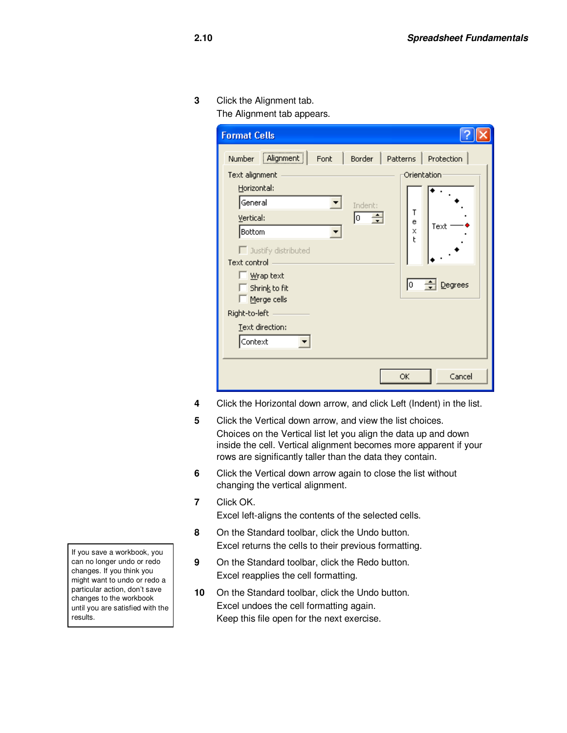3 Click the Alignment tab.
The Alignment tab appears.

4 Click the Horizontal down arrow, and click Left (Indent) in the list.

5 Click the Vertical down arrow, and view the list choices.
Choices on the Vertical list let you align the data up and down inside the cell. Vertical alignment becomes more apparent if your rows are significantly taller than the data they contain.

6 Click the Vertical down arrow again to close the list without changing the vertical alignment.

7 Click OK.
Excel left-aligns the contents of the selected cells.

8 On the Standard toolbar, click the Undo button.
Excel returns the cells to their previous formatting.

9 On the Standard toolbar, click the Redo button.
Excel reapplies the cell formatting.

10 On the Standard toolbar, click the Undo button.
Excel undoes the cell formatting again.
Keep this file open for the next exercise.

> If you save a workbook, you can no longer undo or redo changes. If you think you might want to undo or redo a particular action, don't save changes to the workbook until you are satisfied with the results.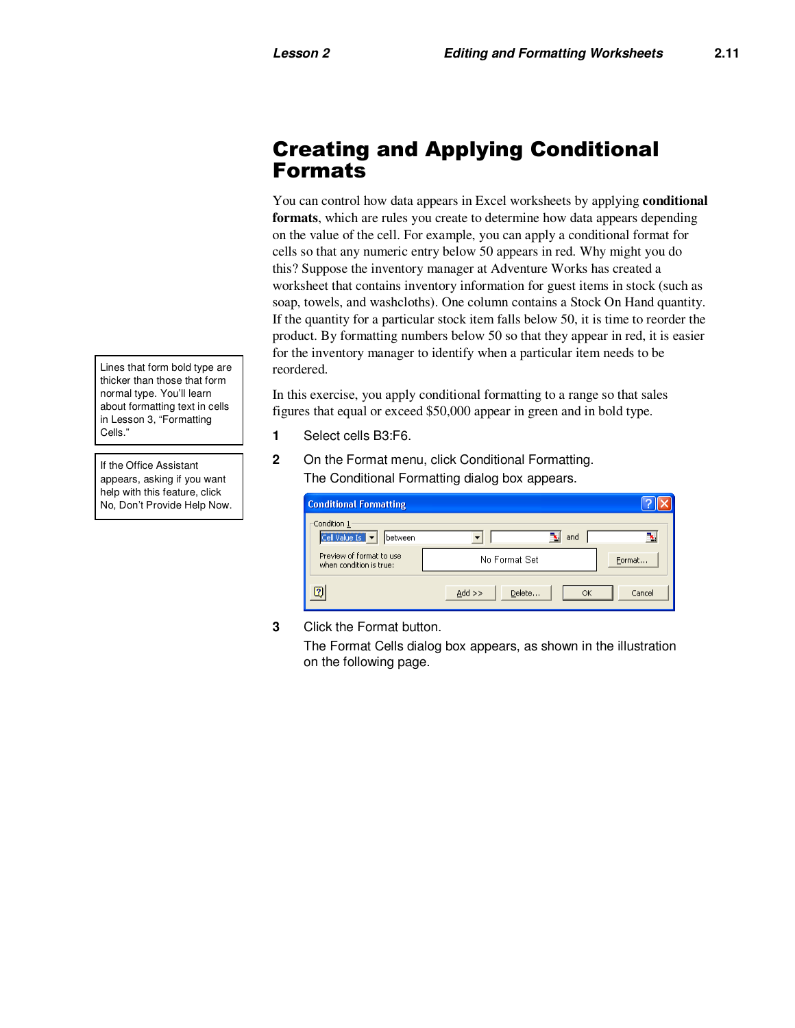# Creating and Applying Conditional Formats

You can control how data appears in Excel worksheets by applying **conditional formats**, which are rules you create to determine how data appears depending on the value of the cell. For example, you can apply a conditional format for cells so that any numeric entry below 50 appears in red. Why might you do this? Suppose the inventory manager at Adventure Works has created a worksheet that contains inventory information for guest items in stock (such as soap, towels, and washcloths). One column contains a Stock On Hand quantity. If the quantity for a particular stock item falls below 50, it is time to reorder the product. By formatting numbers below 50 so that they appear in red, it is easier for the inventory manager to identify when a particular item needs to be reordered.

> Lines that form bold type are thicker than those that form normal type. You'll learn about formatting text in cells in Lesson 3, "Formatting Cells."

> If the Office Assistant appears, asking if you want help with this feature, click No, Don't Provide Help Now.

In this exercise, you apply conditional formatting to a range so that sales figures that equal or exceed $50,000 appear in green and in bold type.

1. Select cells B3:F6.
2. On the Format menu, click Conditional Formatting.
   The Conditional Formatting dialog box appears.
3. Click the Format button.
   The Format Cells dialog box appears, as shown in the illustration on the following page.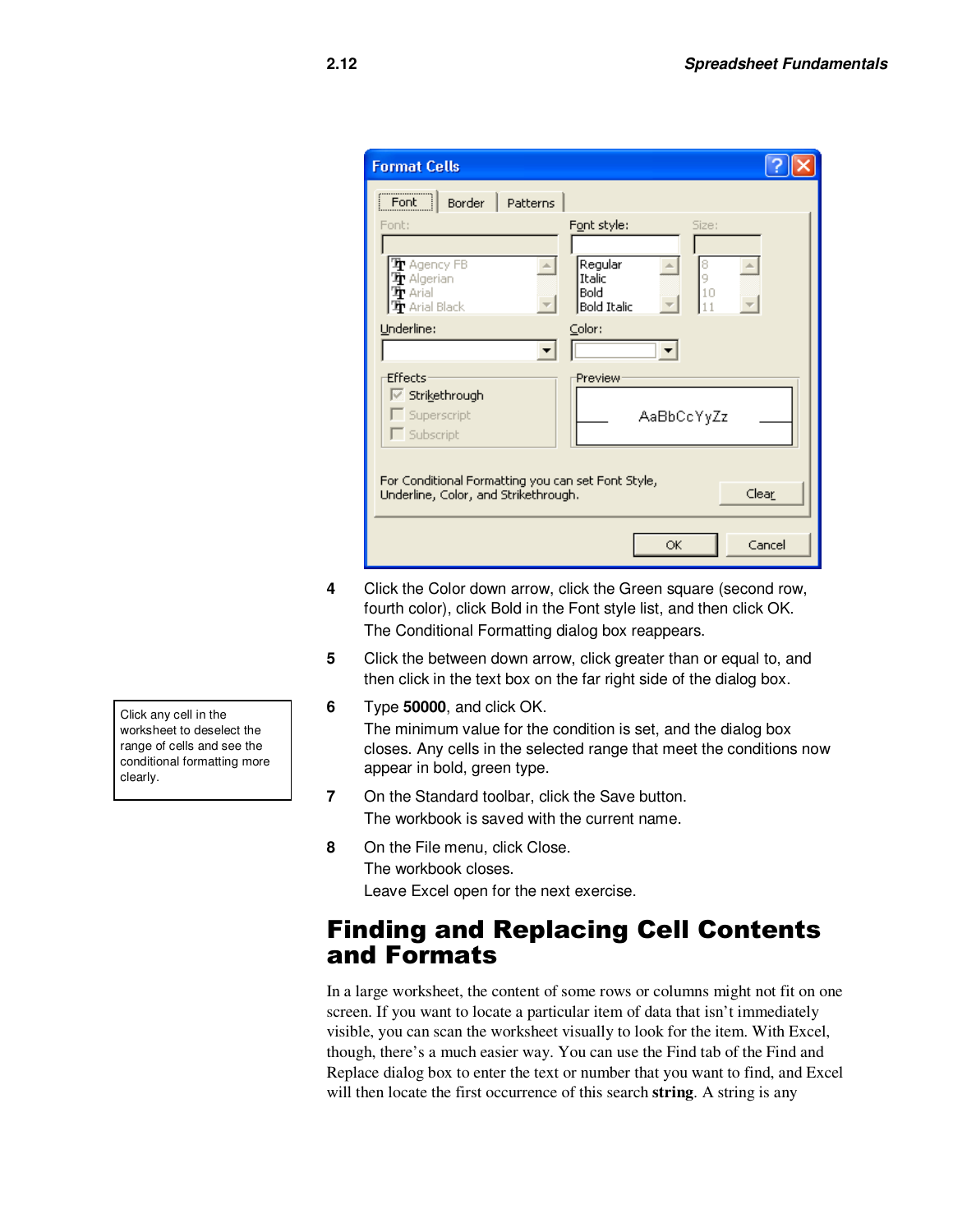4. Click the Color down arrow, click the Green square (second row, fourth color), click Bold in the Font style list, and then click OK.
   The Conditional Formatting dialog box reappears.

5. Click the between down arrow, click greater than or equal to, and then click in the text box on the far right side of the dialog box.

6. Type **50000**, and click OK.
   The minimum value for the condition is set, and the dialog box closes. Any cells in the selected range that meet the conditions now appear in bold, green type.

> Click any cell in the worksheet to deselect the range of cells and see the conditional formatting more clearly.

7. On the Standard toolbar, click the Save button.
   The workbook is saved with the current name.

8. On the File menu, click Close.
   The workbook closes.
   Leave Excel open for the next exercise.

## Finding and Replacing Cell Contents and Formats

In a large worksheet, the content of some rows or columns might not fit on one screen. If you want to locate a particular item of data that isn't immediately visible, you can scan the worksheet visually to look for the item. With Excel, though, there's a much easier way. You can use the Find tab of the Find and Replace dialog box to enter the text or number that you want to find, and Excel will then locate the first occurrence of this search **string**. A string is any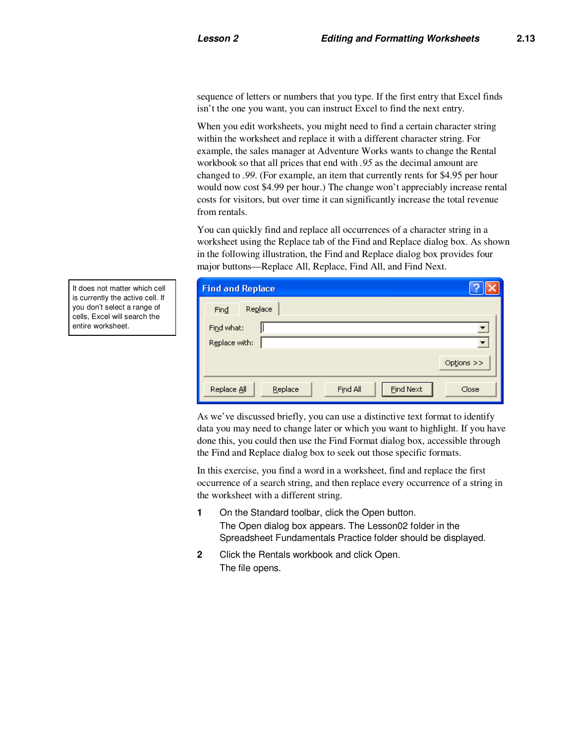sequence of letters or numbers that you type. If the first entry that Excel finds isn't the one you want, you can instruct Excel to find the next entry.

When you edit worksheets, you might need to find a certain character string within the worksheet and replace it with a different character string. For example, the sales manager at Adventure Works wants to change the Rental workbook so that all prices that end with *.95* as the decimal amount are changed to *.99*. (For example, an item that currently rents for $4.95 per hour would now cost $4.99 per hour.) The change won't appreciably increase rental costs for visitors, but over time it can significantly increase the total revenue from rentals.

You can quickly find and replace all occurrences of a character string in a worksheet using the Replace tab of the Find and Replace dialog box. As shown in the following illustration, the Find and Replace dialog box provides four major buttons—Replace All, Replace, Find All, and Find Next.

> It does not matter which cell is currently the active cell. If you don't select a range of cells, Excel will search the entire worksheet.

As we've discussed briefly, you can use a distinctive text format to identify data you may need to change later or which you want to highlight. If you have done this, you could then use the Find Format dialog box, accessible through the Find and Replace dialog box to seek out those specific formats.

In this exercise, you find a word in a worksheet, find and replace the first occurrence of a search string, and then replace every occurrence of a string in the worksheet with a different string.

1. On the Standard toolbar, click the Open button.
   The Open dialog box appears. The Lesson02 folder in the Spreadsheet Fundamentals Practice folder should be displayed.
2. Click the Rentals workbook and click Open.
   The file opens.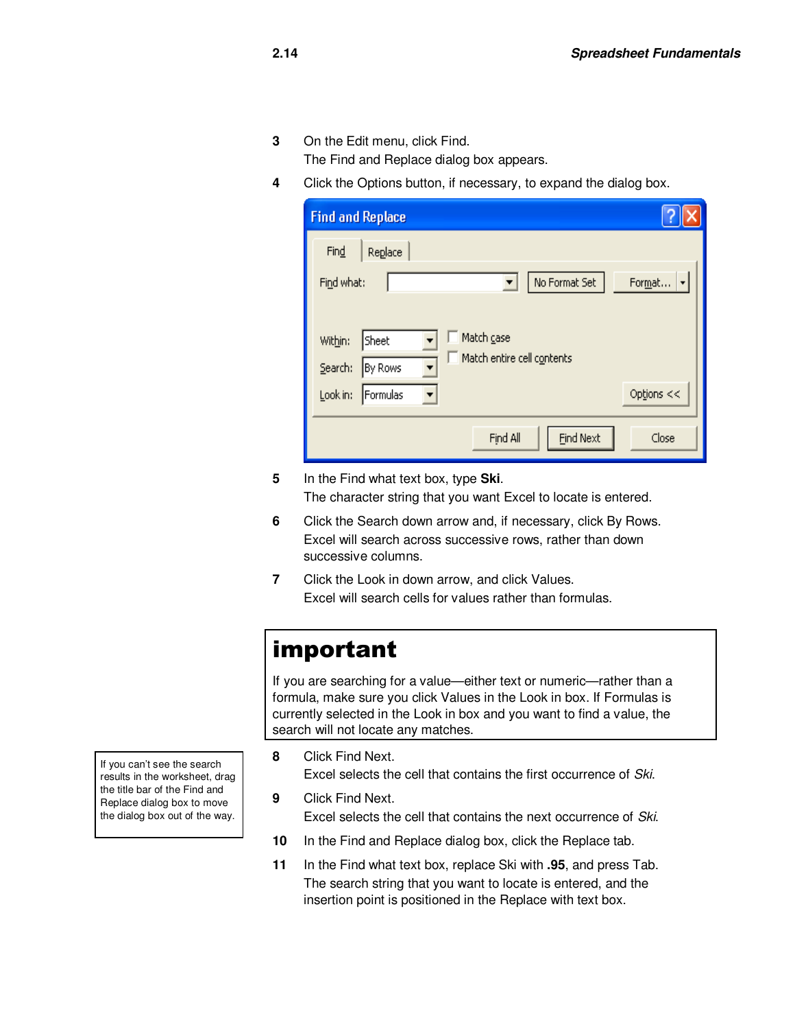3 On the Edit menu, click Find.
   The Find and Replace dialog box appears.

4 Click the Options button, if necessary, to expand the dialog box.

5 In the Find what text box, type **Ski**.
   The character string that you want Excel to locate is entered.

6 Click the Search down arrow and, if necessary, click By Rows.
   Excel will search across successive rows, rather than down successive columns.

7 Click the Look in down arrow, and click Values.
   Excel will search cells for values rather than formulas.

> **important**
>
> If you are searching for a value—either text or numeric—rather than a formula, make sure you click Values in the Look in box. If Formulas is currently selected in the Look in box and you want to find a value, the search will not locate any matches.

> If you can't see the search results in the worksheet, drag the title bar of the Find and Replace dialog box to move the dialog box out of the way.

8 Click Find Next.
   Excel selects the cell that contains the first occurrence of *Ski*.

9 Click Find Next.
   Excel selects the cell that contains the next occurrence of *Ski*.

10 In the Find and Replace dialog box, click the Replace tab.

11 In the Find what text box, replace Ski with **.95**, and press Tab.
   The search string that you want to locate is entered, and the insertion point is positioned in the Replace with text box.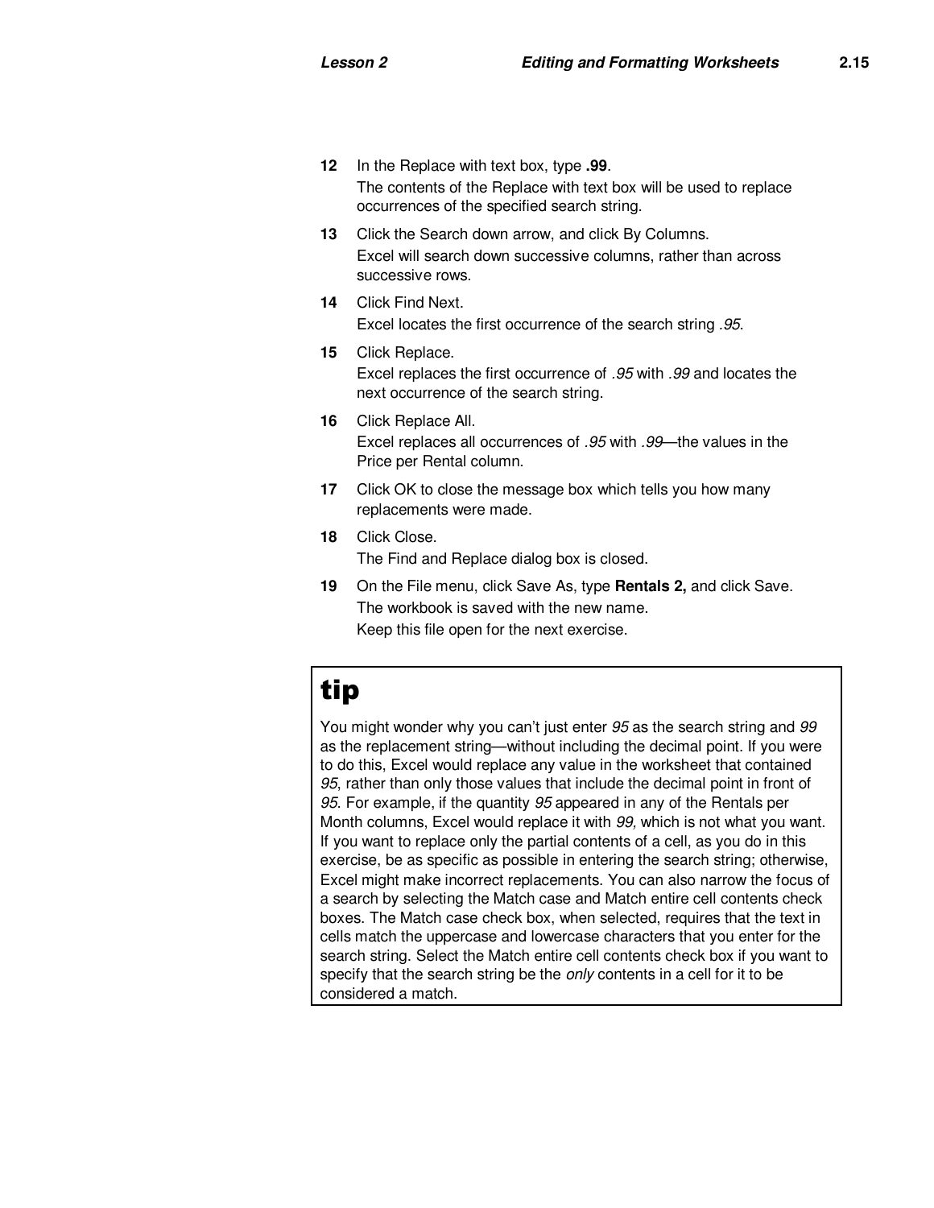12 In the Replace with text box, type **.99**.
   The contents of the Replace with text box will be used to replace occurrences of the specified search string.

13 Click the Search down arrow, and click By Columns.
   Excel will search down successive columns, rather than across successive rows.

14 Click Find Next.
   Excel locates the first occurrence of the search string *.95*.

15 Click Replace.
   Excel replaces the first occurrence of *.95* with *.99* and locates the next occurrence of the search string.

16 Click Replace All.
   Excel replaces all occurrences of *.95* with *.99*—the values in the Price per Rental column.

17 Click OK to close the message box which tells you how many replacements were made.

18 Click Close.
   The Find and Replace dialog box is closed.

19 On the File menu, click Save As, type **Rentals 2,** and click Save.
   The workbook is saved with the new name.
   Keep this file open for the next exercise.

## tip

You might wonder why you can't just enter *95* as the search string and *99* as the replacement string—without including the decimal point. If you were to do this, Excel would replace any value in the worksheet that contained *95*, rather than only those values that include the decimal point in front of *95*. For example, if the quantity *95* appeared in any of the Rentals per Month columns, Excel would replace it with *99,* which is not what you want. If you want to replace only the partial contents of a cell, as you do in this exercise, be as specific as possible in entering the search string; otherwise, Excel might make incorrect replacements. You can also narrow the focus of a search by selecting the Match case and Match entire cell contents check boxes. The Match case check box, when selected, requires that the text in cells match the uppercase and lowercase characters that you enter for the search string. Select the Match entire cell contents check box if you want to specify that the search string be the *only* contents in a cell for it to be considered a match.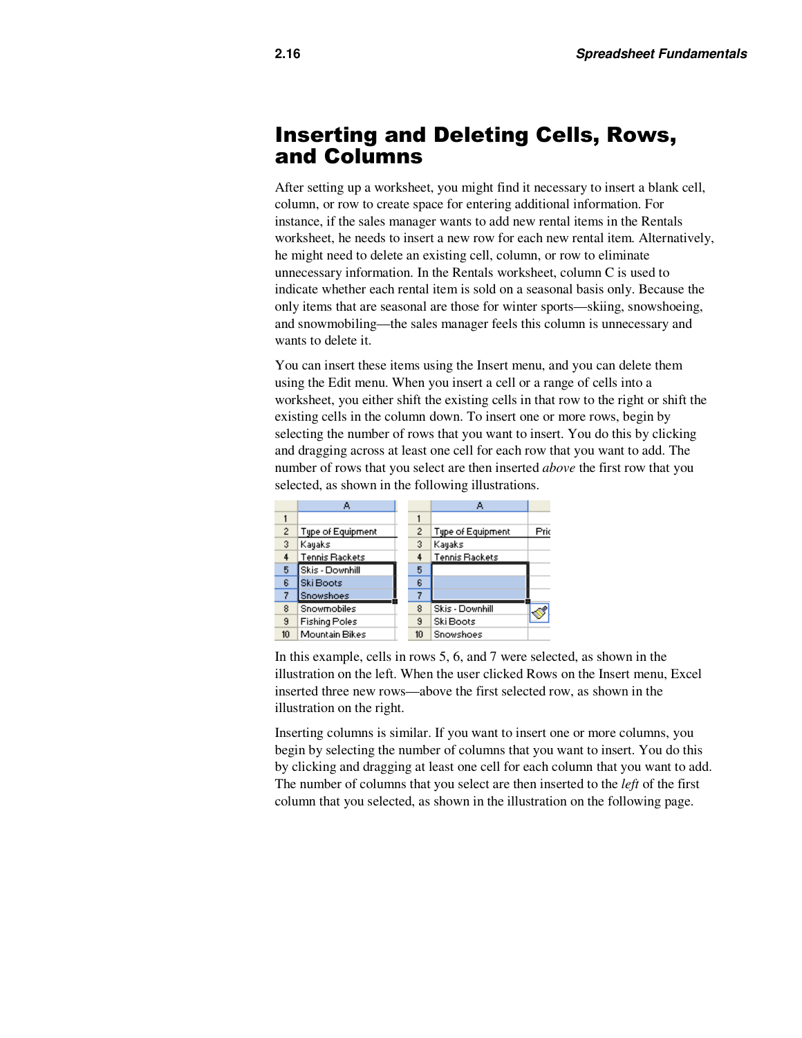# Inserting and Deleting Cells, Rows, and Columns

After setting up a worksheet, you might find it necessary to insert a blank cell, column, or row to create space for entering additional information. For instance, if the sales manager wants to add new rental items in the Rentals worksheet, he needs to insert a new row for each new rental item. Alternatively, he might need to delete an existing cell, column, or row to eliminate unnecessary information. In the Rentals worksheet, column C is used to indicate whether each rental item is sold on a seasonal basis only. Because the only items that are seasonal are those for winter sports—skiing, snowshoeing, and snowmobiling—the sales manager feels this column is unnecessary and wants to delete it.

You can insert these items using the Insert menu, and you can delete them using the Edit menu. When you insert a cell or a range of cells into a worksheet, you either shift the existing cells in that row to the right or shift the existing cells in the column down. To insert one or more rows, begin by selecting the number of rows that you want to insert. You do this by clicking and dragging across at least one cell for each row that you want to add. The number of rows that you select are then inserted *above* the first row that you selected, as shown in the following illustrations.

| | A |
|---|---|
| 1 | |
| 2 | Type of Equipment |
| 3 | Kayaks |
| 4 | Tennis Rackets |
| 5 | Skis - Downhill |
| 6 | Ski Boots |
| 7 | Snowshoes |
| 8 | Snowmobiles |
| 9 | Fishing Poles |
| 10 | Mountain Bikes |

| | A | |
|---|---|---|
| 1 | | |
| 2 | Type of Equipment | Pric |
| 3 | Kayaks | |
| 4 | Tennis Rackets | |
| 5 | | |
| 6 | | |
| 7 | | |
| 8 | Skis - Downhill | |
| 9 | Ski Boots | |
| 10 | Snowshoes | |

In this example, cells in rows 5, 6, and 7 were selected, as shown in the illustration on the left. When the user clicked Rows on the Insert menu, Excel inserted three new rows—above the first selected row, as shown in the illustration on the right.

Inserting columns is similar. If you want to insert one or more columns, you begin by selecting the number of columns that you want to insert. You do this by clicking and dragging at least one cell for each column that you want to add. The number of columns that you select are then inserted to the *left* of the first column that you selected, as shown in the illustration on the following page.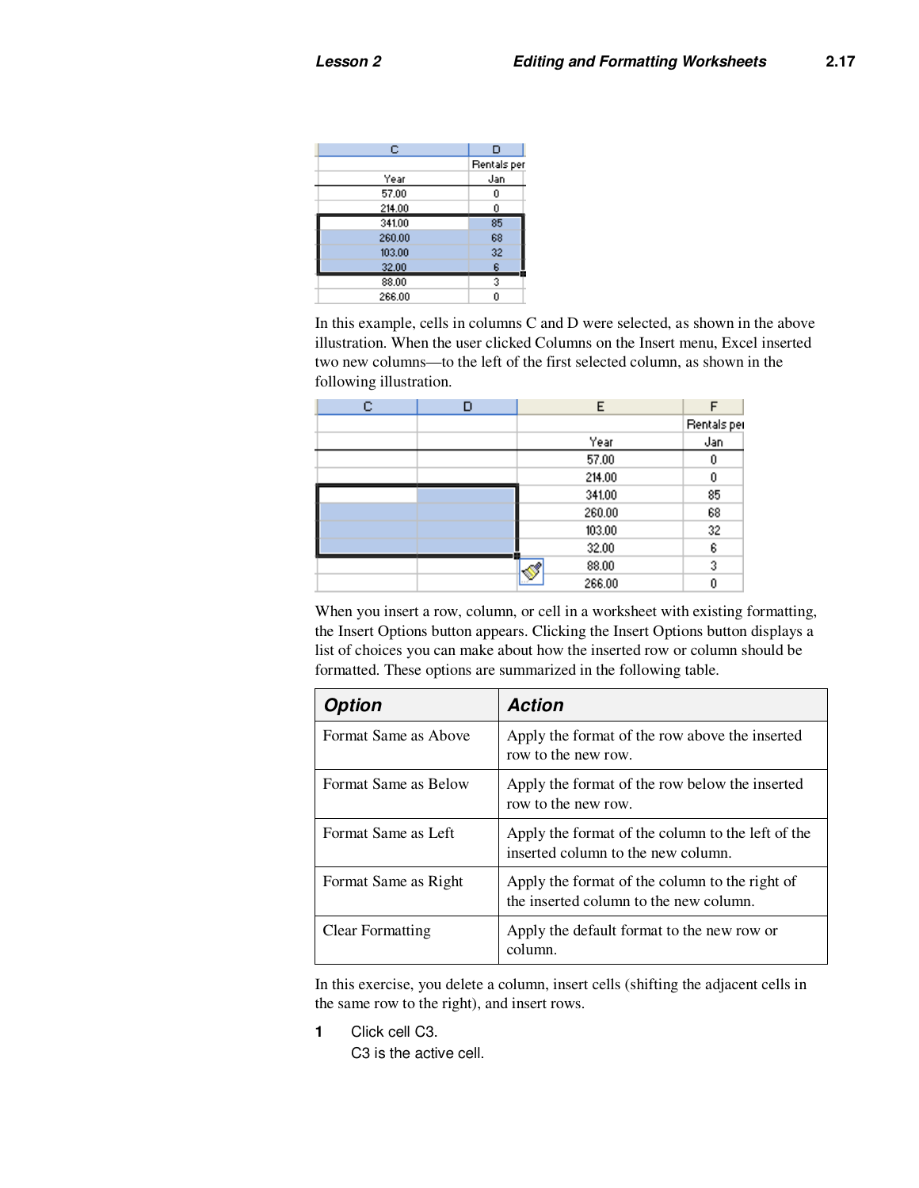In this example, cells in columns C and D were selected, as shown in the above illustration. When the user clicked Columns on the Insert menu, Excel inserted two new columns—to the left of the first selected column, as shown in the following illustration.

When you insert a row, column, or cell in a worksheet with existing formatting, the Insert Options button appears. Clicking the Insert Options button displays a list of choices you can make about how the inserted row or column should be formatted. These options are summarized in the following table.

| ***Option*** | ***Action*** |
|---|---|
| Format Same as Above | Apply the format of the row above the inserted row to the new row. |
| Format Same as Below | Apply the format of the row below the inserted row to the new row. |
| Format Same as Left | Apply the format of the column to the left of the inserted column to the new column. |
| Format Same as Right | Apply the format of the column to the right of the inserted column to the new column. |
| Clear Formatting | Apply the default format to the new row or column. |

In this exercise, you delete a column, insert cells (shifting the adjacent cells in the same row to the right), and insert rows.

**1** Click cell C3.
C3 is the active cell.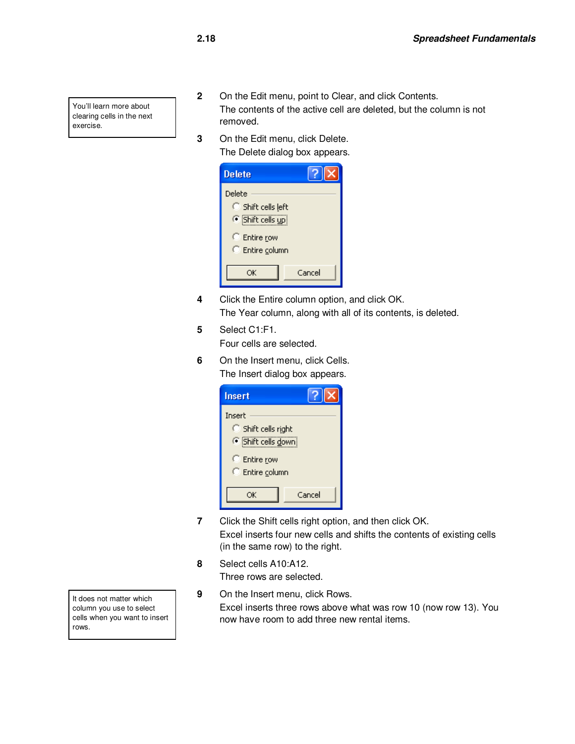> You'll learn more about clearing cells in the next exercise.

2. On the Edit menu, point to Clear, and click Contents.
   The contents of the active cell are deleted, but the column is not removed.

3. On the Edit menu, click Delete.
   The Delete dialog box appears.

   **Delete**

   Delete
   - Shift cells left
   - Shift cells up
   - Entire row
   - Entire column

   OK | Cancel

4. Click the Entire column option, and click OK.
   The Year column, along with all of its contents, is deleted.

5. Select C1:F1.
   Four cells are selected.

6. On the Insert menu, click Cells.
   The Insert dialog box appears.

   **Insert**

   Insert
   - Shift cells right
   - Shift cells down
   - Entire row
   - Entire column

   OK | Cancel

7. Click the Shift cells right option, and then click OK.
   Excel inserts four new cells and shifts the contents of existing cells (in the same row) to the right.

8. Select cells A10:A12.
   Three rows are selected.

> It does not matter which column you use to select cells when you want to insert rows.

9. On the Insert menu, click Rows.
   Excel inserts three rows above what was row 10 (now row 13). You now have room to add three new rental items.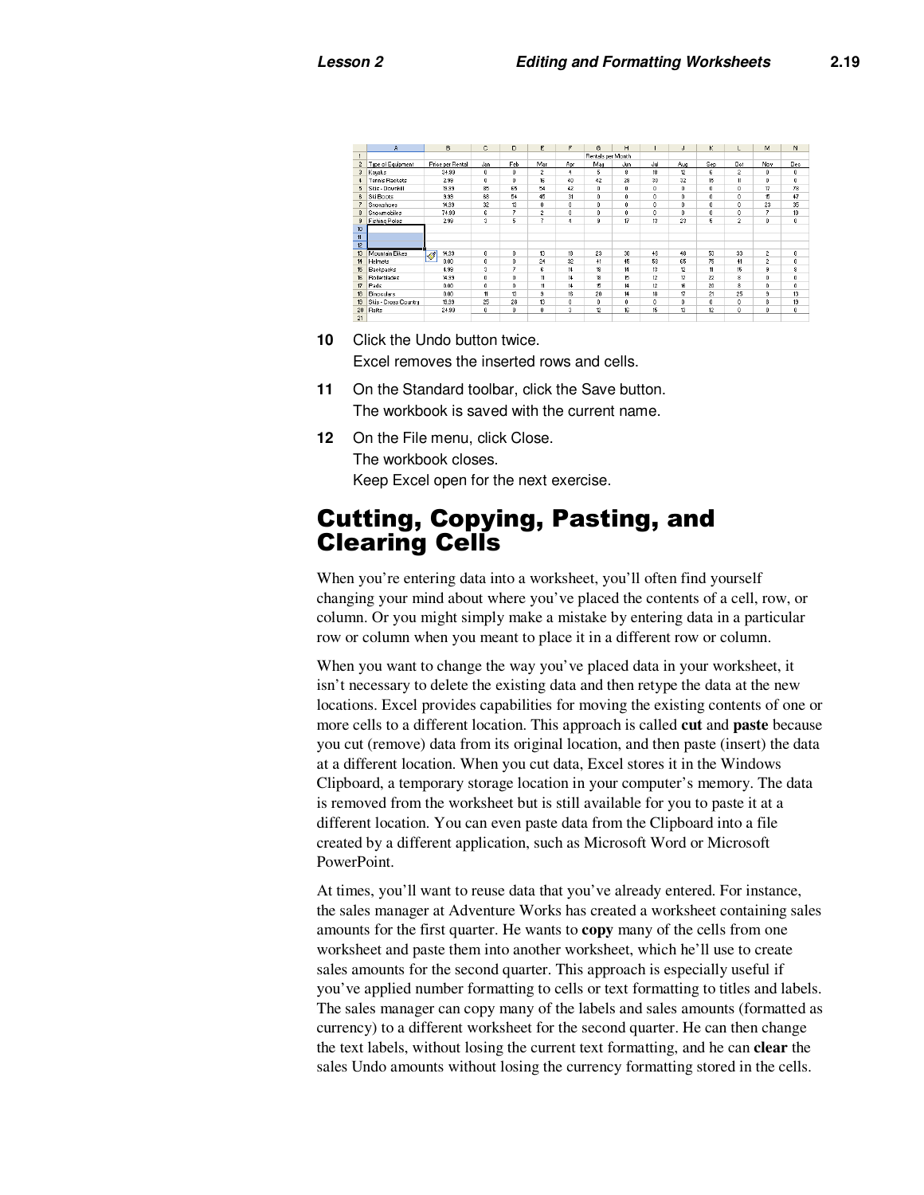|  | A | B | C | D | E | F | G | H | I | J | K | L | M | N |
|---|---|---|---|---|---|---|---|---|---|---|---|---|---|---|
| 1 |  |  |  |  |  |  | Rentals per Month |  |  |  |  |  |  |  |
| 2 | Type of Equipment | Price per Rental | Jan | Feb | Mar | Apr | May | Jun | Jul | Aug | Sep | Oct | Nov | Dec |
| 3 | Kayaks | 34.99 | 0 | 0 | 2 | 4 | 5 | 8 | 10 | 12 | 6 | 2 | 0 | 0 |
| 4 | Tennis Rackets | 2.99 | 0 | 0 | 16 | 40 | 42 | 28 | 30 | 32 | 15 | 11 | 0 | 0 |
| 5 | Skis - Downhill | 19.99 | 85 | 65 | 54 | 42 | 0 | 0 | 0 | 0 | 0 | 0 | 12 | 78 |
| 6 | Ski Boots | 9.99 | 68 | 54 | 45 | 31 | 0 | 0 | 0 | 0 | 0 | 0 | 15 | 47 |
| 7 | Snowshoes | 14.99 | 32 | 13 | 0 | 0 | 0 | 0 | 0 | 0 | 0 | 0 | 23 | 35 |
| 8 | Snowmobiles | 74.99 | 6 | 7 | 2 | 0 | 0 | 0 | 0 | 0 | 0 | 0 | 7 | 10 |
| 9 | Fishing Poles | 2.99 | 3 | 5 | 7 | 4 | 9 | 17 | 13 | 23 | 5 | 2 | 0 | 0 |
| 10 |  |  |  |  |  |  |  |  |  |  |  |  |  |  |
| 11 |  |  |  |  |  |  |  |  |  |  |  |  |  |  |
| 12 |  |  |  |  |  |  |  |  |  |  |  |  |  |  |
| 13 | Mountain Bikes | 14.99 | 0 | 0 | 13 | 18 | 23 | 30 | 46 | 48 | 53 | 33 | 2 | 0 |
| 14 | Helmets | 0.00 | 0 | 0 | 24 | 32 | 41 | 45 | 58 | 65 | 75 | 41 | 2 | 0 |
| 15 | Backpacks | 4.99 | 3 | 7 | 6 | 14 | 18 | 11 | 13 | 12 | 11 | 15 | 9 | 9 |
| 16 | Rollerblades | 14.99 | 0 | 0 | 11 | 14 | 18 | 15 | 12 | 17 | 22 | 8 | 0 | 0 |
| 17 | Pads | 0.00 | 0 | 0 | 11 | 14 | 15 | 14 | 12 | 16 | 20 | 8 | 0 | 0 |
| 18 | Binoculars | 0.00 | 11 | 13 | 9 | 16 | 20 | 14 | 18 | 17 | 21 | 25 | 9 | 13 |
| 19 | Skis - Cross Country | 19.99 | 25 | 28 | 13 | 0 | 0 | 0 | 0 | 0 | 0 | 0 | 8 | 19 |
| 20 | Rafts | 24.99 | 0 | 0 | 0 | 3 | 12 | 16 | 15 | 13 | 12 | 0 | 0 | 0 |
| 21 |  |  |  |  |  |  |  |  |  |  |  |  |  |  |

**10** Click the Undo button twice.
Excel removes the inserted rows and cells.

**11** On the Standard toolbar, click the Save button.
The workbook is saved with the current name.

**12** On the File menu, click Close.
The workbook closes.
Keep Excel open for the next exercise.

# Cutting, Copying, Pasting, and Clearing Cells

When you're entering data into a worksheet, you'll often find yourself changing your mind about where you've placed the contents of a cell, row, or column. Or you might simply make a mistake by entering data in a particular row or column when you meant to place it in a different row or column.

When you want to change the way you've placed data in your worksheet, it isn't necessary to delete the existing data and then retype the data at the new locations. Excel provides capabilities for moving the existing contents of one or more cells to a different location. This approach is called **cut** and **paste** because you cut (remove) data from its original location, and then paste (insert) the data at a different location. When you cut data, Excel stores it in the Windows Clipboard, a temporary storage location in your computer's memory. The data is removed from the worksheet but is still available for you to paste it at a different location. You can even paste data from the Clipboard into a file created by a different application, such as Microsoft Word or Microsoft PowerPoint.

At times, you'll want to reuse data that you've already entered. For instance, the sales manager at Adventure Works has created a worksheet containing sales amounts for the first quarter. He wants to **copy** many of the cells from one worksheet and paste them into another worksheet, which he'll use to create sales amounts for the second quarter. This approach is especially useful if you've applied number formatting to cells or text formatting to titles and labels. The sales manager can copy many of the labels and sales amounts (formatted as currency) to a different worksheet for the second quarter. He can then change the text labels, without losing the current text formatting, and he can **clear** the sales Undo amounts without losing the currency formatting stored in the cells.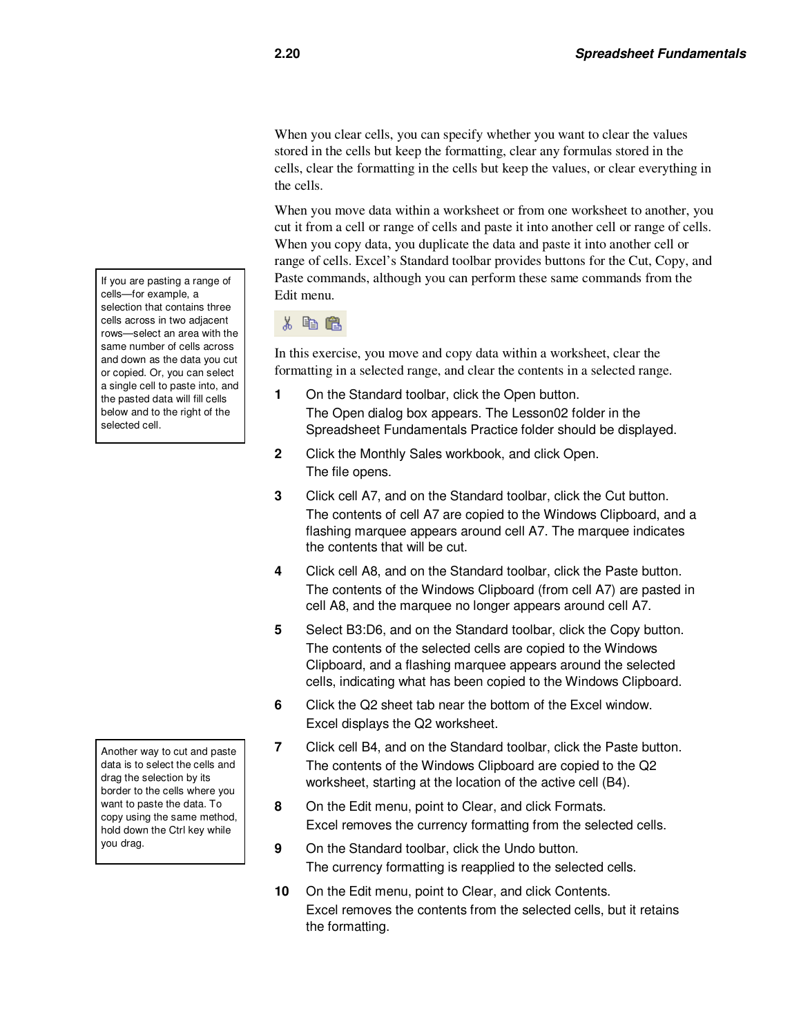When you clear cells, you can specify whether you want to clear the values stored in the cells but keep the formatting, clear any formulas stored in the cells, clear the formatting in the cells but keep the values, or clear everything in the cells.

When you move data within a worksheet or from one worksheet to another, you cut it from a cell or range of cells and paste it into another cell or range of cells. When you copy data, you duplicate the data and paste it into another cell or range of cells. Excel's Standard toolbar provides buttons for the Cut, Copy, and Paste commands, although you can perform these same commands from the Edit menu.

> If you are pasting a range of cells—for example, a selection that contains three cells across in two adjacent rows—select an area with the same number of cells across and down as the data you cut or copied. Or, you can select a single cell to paste into, and the pasted data will fill cells below and to the right of the selected cell.

In this exercise, you move and copy data within a worksheet, clear the formatting in a selected range, and clear the contents in a selected range.

1. On the Standard toolbar, click the Open button.
   The Open dialog box appears. The Lesson02 folder in the Spreadsheet Fundamentals Practice folder should be displayed.
2. Click the Monthly Sales workbook, and click Open.
   The file opens.
3. Click cell A7, and on the Standard toolbar, click the Cut button.
   The contents of cell A7 are copied to the Windows Clipboard, and a flashing marquee appears around cell A7. The marquee indicates the contents that will be cut.
4. Click cell A8, and on the Standard toolbar, click the Paste button.
   The contents of the Windows Clipboard (from cell A7) are pasted in cell A8, and the marquee no longer appears around cell A7.
5. Select B3:D6, and on the Standard toolbar, click the Copy button.
   The contents of the selected cells are copied to the Windows Clipboard, and a flashing marquee appears around the selected cells, indicating what has been copied to the Windows Clipboard.
6. Click the Q2 sheet tab near the bottom of the Excel window.
   Excel displays the Q2 worksheet.
7. Click cell B4, and on the Standard toolbar, click the Paste button.
   The contents of the Windows Clipboard are copied to the Q2 worksheet, starting at the location of the active cell (B4).
8. On the Edit menu, point to Clear, and click Formats.
   Excel removes the currency formatting from the selected cells.
9. On the Standard toolbar, click the Undo button.
   The currency formatting is reapplied to the selected cells.
10. On the Edit menu, point to Clear, and click Contents.
    Excel removes the contents from the selected cells, but it retains the formatting.

> Another way to cut and paste data is to select the cells and drag the selection by its border to the cells where you want to paste the data. To copy using the same method, hold down the Ctrl key while you drag.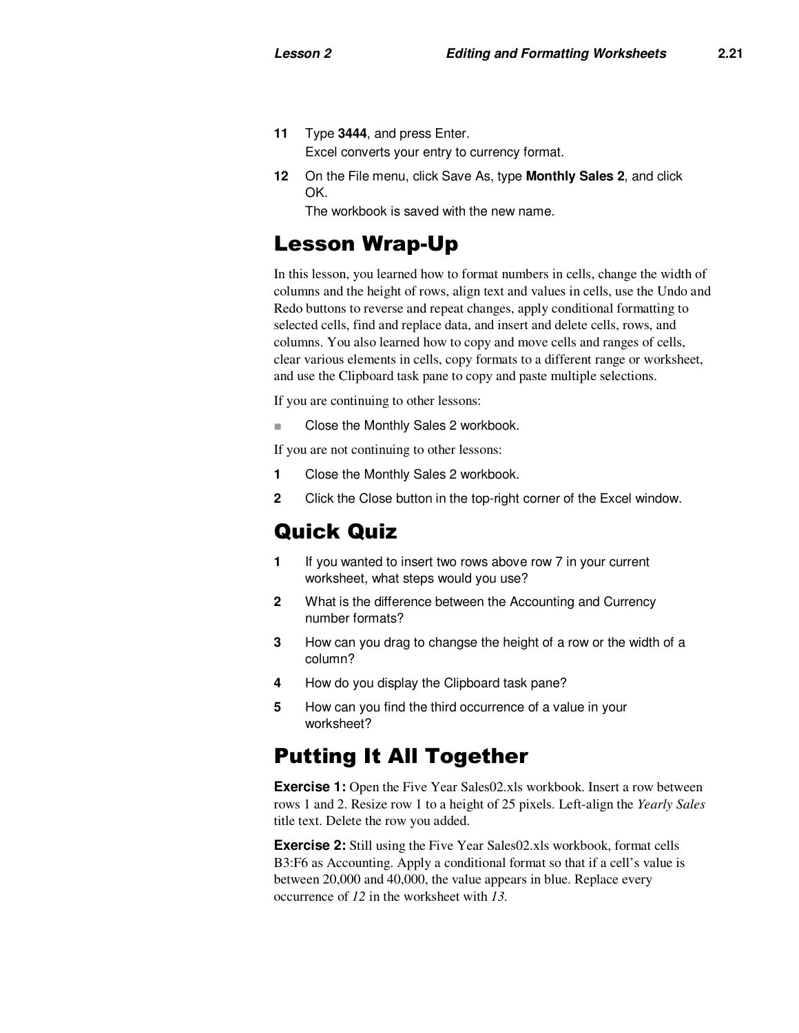11 Type **3444**, and press Enter.
   Excel converts your entry to currency format.

12 On the File menu, click Save As, type **Monthly Sales 2**, and click OK.
   The workbook is saved with the new name.

# Lesson Wrap-Up

In this lesson, you learned how to format numbers in cells, change the width of columns and the height of rows, align text and values in cells, use the Undo and Redo buttons to reverse and repeat changes, apply conditional formatting to selected cells, find and replace data, and insert and delete cells, rows, and columns. You also learned how to copy and move cells and ranges of cells, clear various elements in cells, copy formats to a different range or worksheet, and use the Clipboard task pane to copy and paste multiple selections.

If you are continuing to other lessons:

- Close the Monthly Sales 2 workbook.

If you are not continuing to other lessons:

1. Close the Monthly Sales 2 workbook.
2. Click the Close button in the top-right corner of the Excel window.

# Quick Quiz

1. If you wanted to insert two rows above row 7 in your current worksheet, what steps would you use?
2. What is the difference between the Accounting and Currency number formats?
3. How can you drag to changse the height of a row or the width of a column?
4. How do you display the Clipboard task pane?
5. How can you find the third occurrence of a value in your worksheet?

# Putting It All Together

**Exercise 1:** Open the Five Year Sales02.xls workbook. Insert a row between rows 1 and 2. Resize row 1 to a height of 25 pixels. Left-align the *Yearly Sales* title text. Delete the row you added.

**Exercise 2:** Still using the Five Year Sales02.xls workbook, format cells B3:F6 as Accounting. Apply a conditional format so that if a cell's value is between 20,000 and 40,000, the value appears in blue. Replace every occurrence of *12* in the worksheet with *13.*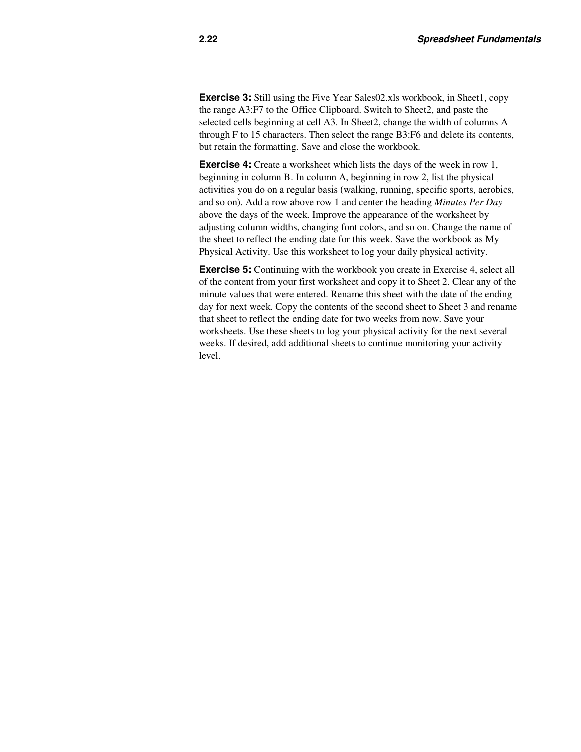**Exercise 3:** Still using the Five Year Sales02.xls workbook, in Sheet1, copy the range A3:F7 to the Office Clipboard. Switch to Sheet2, and paste the selected cells beginning at cell A3. In Sheet2, change the width of columns A through F to 15 characters. Then select the range B3:F6 and delete its contents, but retain the formatting. Save and close the workbook.

**Exercise 4:** Create a worksheet which lists the days of the week in row 1, beginning in column B. In column A, beginning in row 2, list the physical activities you do on a regular basis (walking, running, specific sports, aerobics, and so on). Add a row above row 1 and center the heading *Minutes Per Day* above the days of the week. Improve the appearance of the worksheet by adjusting column widths, changing font colors, and so on. Change the name of the sheet to reflect the ending date for this week. Save the workbook as My Physical Activity. Use this worksheet to log your daily physical activity.

**Exercise 5:** Continuing with the workbook you create in Exercise 4, select all of the content from your first worksheet and copy it to Sheet 2. Clear any of the minute values that were entered. Rename this sheet with the date of the ending day for next week. Copy the contents of the second sheet to Sheet 3 and rename that sheet to reflect the ending date for two weeks from now. Save your worksheets. Use these sheets to log your physical activity for the next several weeks. If desired, add additional sheets to continue monitoring your activity level.